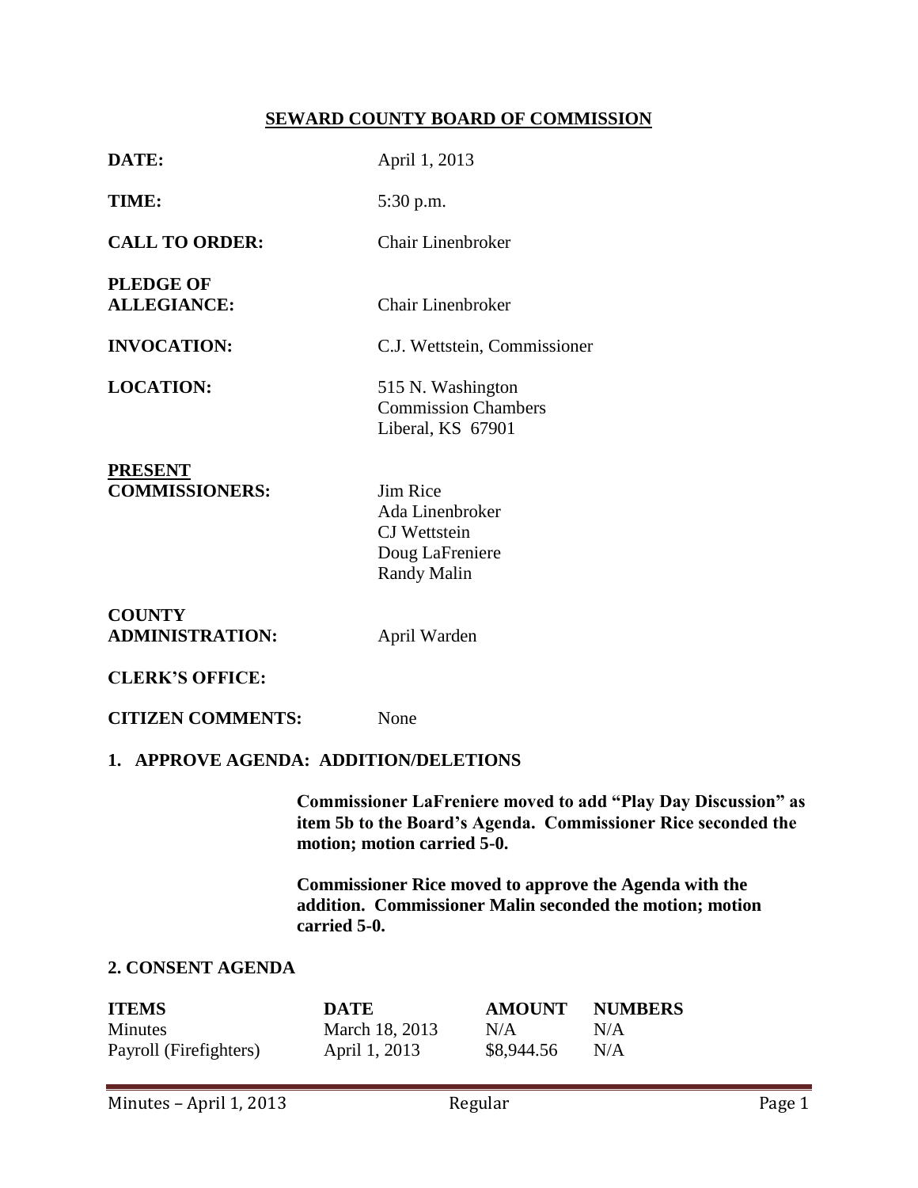## SEWARD COUNTY BOARD OF COMMISSION

**DATE:** April 1, 2013

**TIME:** 5:30 p.m.

**CALL TO ORDER:** Chair Linenbroker

**PLEDGE OF ALLEGIANCE:** Chair Linenbroker

**INVOCATION:** C.J. Wettstein, Commissioner

**LOCATION:** 515 N. Washington
Commission Chambers
Liberal, KS 67901

**PRESENT COMMISSIONERS:** Jim Rice
Ada Linenbroker
CJ Wettstein
Doug LaFreniere
Randy Malin

**COUNTY ADMINISTRATION:** April Warden

**CLERK'S OFFICE:**

**CITIZEN COMMENTS:** None

### 1. APPROVE AGENDA: ADDITION/DELETIONS

**Commissioner LaFreniere moved to add "Play Day Discussion" as item 5b to the Board's Agenda. Commissioner Rice seconded the motion; motion carried 5-0.**

**Commissioner Rice moved to approve the Agenda with the addition. Commissioner Malin seconded the motion; motion carried 5-0.**

### 2. CONSENT AGENDA

| ITEMS | DATE | AMOUNT | NUMBERS |
|---|---|---|---|
| Minutes | March 18, 2013 | N/A | N/A |
| Payroll (Firefighters) | April 1, 2013 | $8,944.56 | N/A |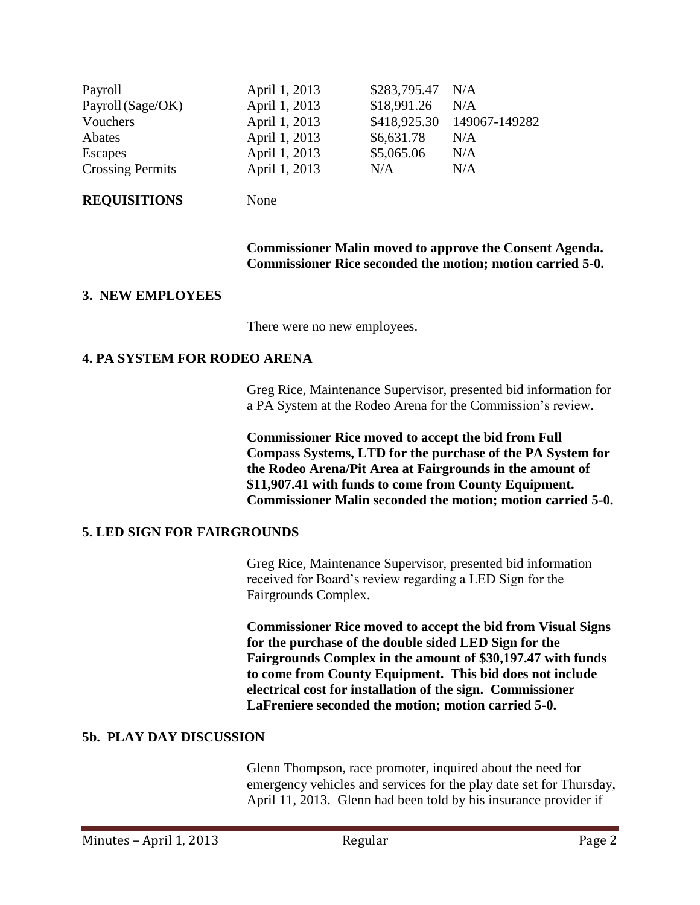| | | | |
|---|---|---|---|
| Payroll | April 1, 2013 | $283,795.47 | N/A |
| Payroll (Sage/OK) | April 1, 2013 | $18,991.26 | N/A |
| Vouchers | April 1, 2013 | $418,925.30 | 149067-149282 |
| Abates | April 1, 2013 | $6,631.78 | N/A |
| Escapes | April 1, 2013 | $5,065.06 | N/A |
| Crossing Permits | April 1, 2013 | N/A | N/A |

**REQUISITIONS** None

**Commissioner Malin moved to approve the Consent Agenda. Commissioner Rice seconded the motion; motion carried 5-0.**

## 3. NEW EMPLOYEES

There were no new employees.

## 4. PA SYSTEM FOR RODEO ARENA

Greg Rice, Maintenance Supervisor, presented bid information for a PA System at the Rodeo Arena for the Commission's review.

**Commissioner Rice moved to accept the bid from Full Compass Systems, LTD for the purchase of the PA System for the Rodeo Arena/Pit Area at Fairgrounds in the amount of $11,907.41 with funds to come from County Equipment. Commissioner Malin seconded the motion; motion carried 5-0.**

## 5. LED SIGN FOR FAIRGROUNDS

Greg Rice, Maintenance Supervisor, presented bid information received for Board's review regarding a LED Sign for the Fairgrounds Complex.

**Commissioner Rice moved to accept the bid from Visual Signs for the purchase of the double sided LED Sign for the Fairgrounds Complex in the amount of $30,197.47 with funds to come from County Equipment. This bid does not include electrical cost for installation of the sign. Commissioner LaFreniere seconded the motion; motion carried 5-0.**

## 5b. PLAY DAY DISCUSSION

Glenn Thompson, race promoter, inquired about the need for emergency vehicles and services for the play date set for Thursday, April 11, 2013. Glenn had been told by his insurance provider if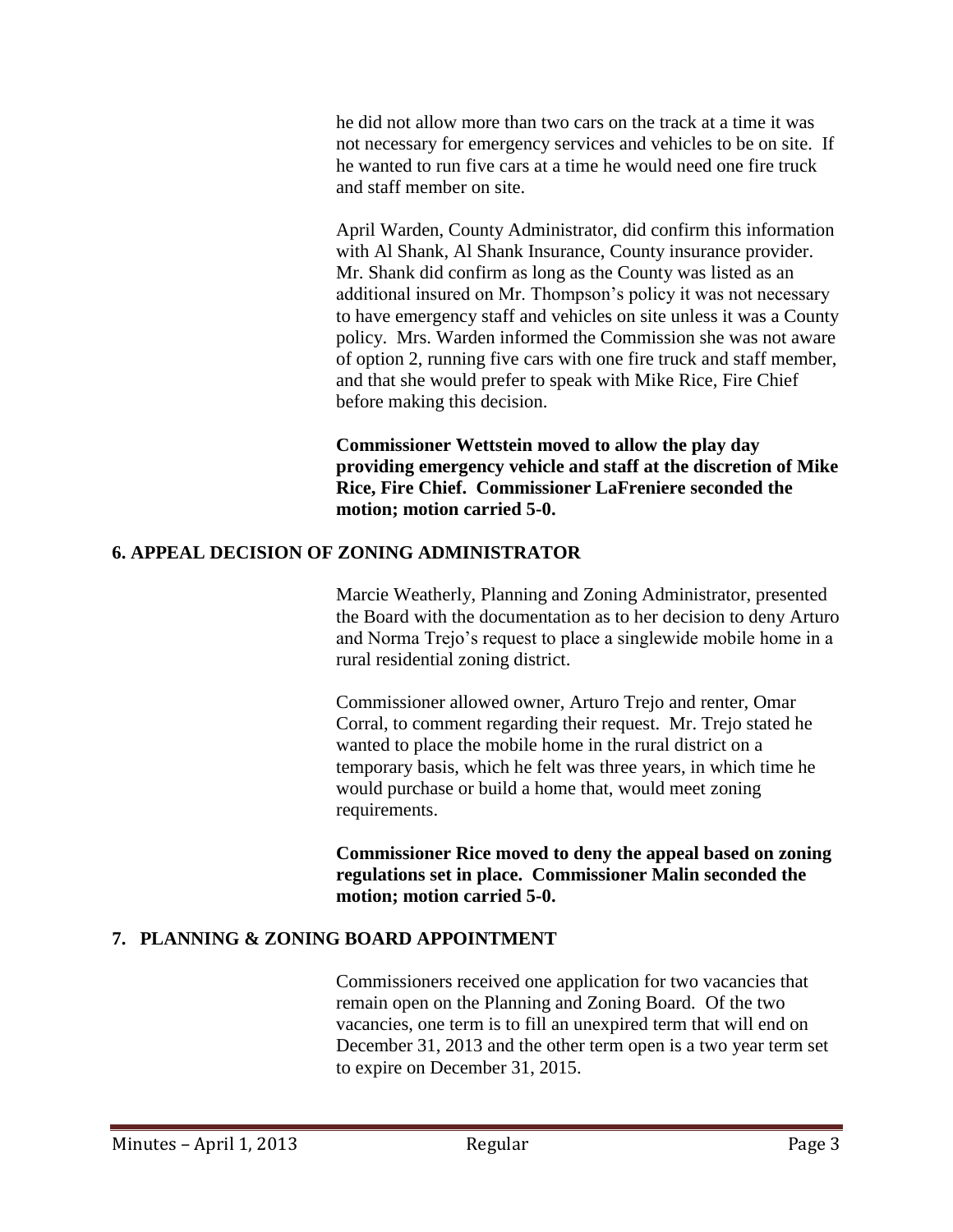he did not allow more than two cars on the track at a time it was not necessary for emergency services and vehicles to be on site. If he wanted to run five cars at a time he would need one fire truck and staff member on site.

April Warden, County Administrator, did confirm this information with Al Shank, Al Shank Insurance, County insurance provider. Mr. Shank did confirm as long as the County was listed as an additional insured on Mr. Thompson's policy it was not necessary to have emergency staff and vehicles on site unless it was a County policy. Mrs. Warden informed the Commission she was not aware of option 2, running five cars with one fire truck and staff member, and that she would prefer to speak with Mike Rice, Fire Chief before making this decision.

**Commissioner Wettstein moved to allow the play day providing emergency vehicle and staff at the discretion of Mike Rice, Fire Chief. Commissioner LaFreniere seconded the motion; motion carried 5-0.**

## 6. APPEAL DECISION OF ZONING ADMINISTRATOR

Marcie Weatherly, Planning and Zoning Administrator, presented the Board with the documentation as to her decision to deny Arturo and Norma Trejo's request to place a singlewide mobile home in a rural residential zoning district.

Commissioner allowed owner, Arturo Trejo and renter, Omar Corral, to comment regarding their request. Mr. Trejo stated he wanted to place the mobile home in the rural district on a temporary basis, which he felt was three years, in which time he would purchase or build a home that, would meet zoning requirements.

**Commissioner Rice moved to deny the appeal based on zoning regulations set in place. Commissioner Malin seconded the motion; motion carried 5-0.**

## 7. PLANNING & ZONING BOARD APPOINTMENT

Commissioners received one application for two vacancies that remain open on the Planning and Zoning Board. Of the two vacancies, one term is to fill an unexpired term that will end on December 31, 2013 and the other term open is a two year term set to expire on December 31, 2015.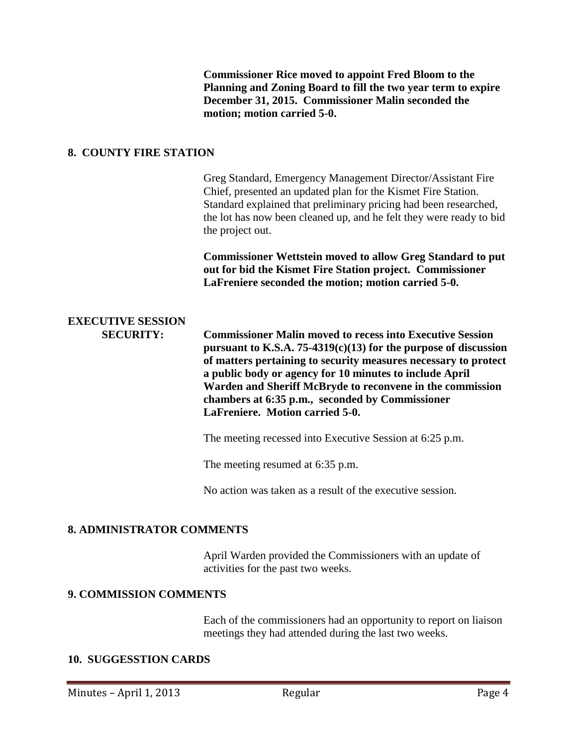**Commissioner Rice moved to appoint Fred Bloom to the Planning and Zoning Board to fill the two year term to expire December 31, 2015. Commissioner Malin seconded the motion; motion carried 5-0.**

## 8. COUNTY FIRE STATION

Greg Standard, Emergency Management Director/Assistant Fire Chief, presented an updated plan for the Kismet Fire Station. Standard explained that preliminary pricing had been researched, the lot has now been cleaned up, and he felt they were ready to bid the project out.

**Commissioner Wettstein moved to allow Greg Standard to put out for bid the Kismet Fire Station project. Commissioner LaFreniere seconded the motion; motion carried 5-0.**

## EXECUTIVE SESSION

**SECURITY:** **Commissioner Malin moved to recess into Executive Session pursuant to K.S.A. 75-4319(c)(13) for the purpose of discussion of matters pertaining to security measures necessary to protect a public body or agency for 10 minutes to include April Warden and Sheriff McBryde to reconvene in the commission chambers at 6:35 p.m., seconded by Commissioner LaFreniere. Motion carried 5-0.**

The meeting recessed into Executive Session at 6:25 p.m.

The meeting resumed at 6:35 p.m.

No action was taken as a result of the executive session.

## 8. ADMINISTRATOR COMMENTS

April Warden provided the Commissioners with an update of activities for the past two weeks.

## 9. COMMISSION COMMENTS

Each of the commissioners had an opportunity to report on liaison meetings they had attended during the last two weeks.

## 10. SUGGESSTION CARDS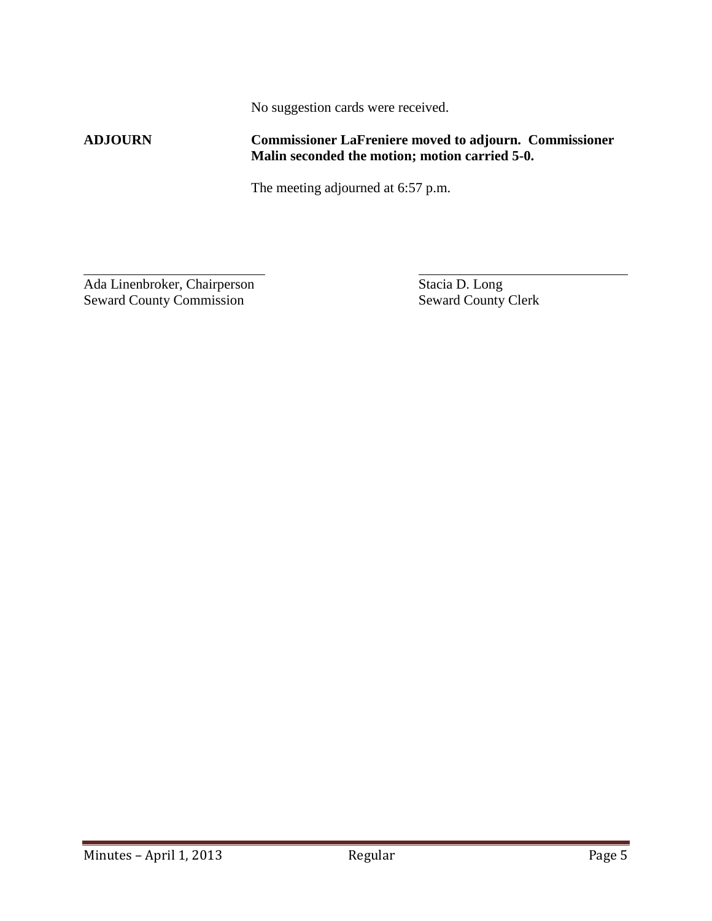No suggestion cards were received.

**ADJOURN** **Commissioner LaFreniere moved to adjourn. Commissioner Malin seconded the motion; motion carried 5-0.**

The meeting adjourned at 6:57 p.m.

| | |
|---|---|
| Ada Linenbroker, Chairperson | Stacia D. Long |
| Seward County Commission | Seward County Clerk |